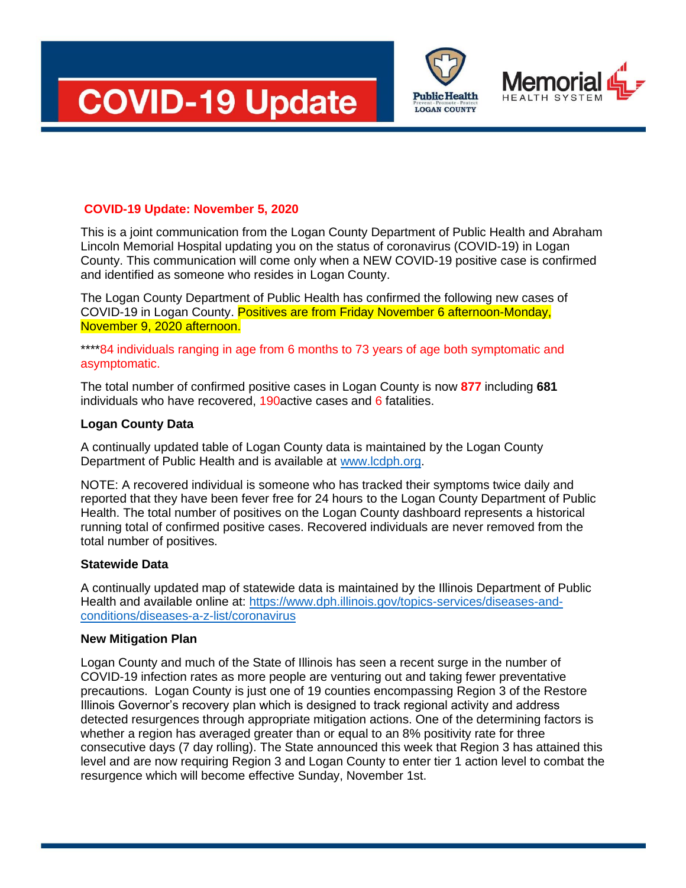# COVID-19 Update

Public Health LOGAN COUNTY Prevent · Promote · Protect

Memorial HEALTH SYSTEM

**COVID-19 Update: November 5, 2020**

This is a joint communication from the Logan County Department of Public Health and Abraham Lincoln Memorial Hospital updating you on the status of coronavirus (COVID-19) in Logan County. This communication will come only when a NEW COVID-19 positive case is confirmed and identified as someone who resides in Logan County.

The Logan County Department of Public Health has confirmed the following new cases of COVID-19 in Logan County. Positives are from Friday November 6 afternoon-Monday, November 9, 2020 afternoon.

****84 individuals ranging in age from 6 months to 73 years of age both symptomatic and asymptomatic.

The total number of confirmed positive cases in Logan County is now **877** including **681** individuals who have recovered, 190active cases and 6 fatalities.

**Logan County Data**

A continually updated table of Logan County data is maintained by the Logan County Department of Public Health and is available at www.lcdph.org.

NOTE: A recovered individual is someone who has tracked their symptoms twice daily and reported that they have been fever free for 24 hours to the Logan County Department of Public Health. The total number of positives on the Logan County dashboard represents a historical running total of confirmed positive cases. Recovered individuals are never removed from the total number of positives.

**Statewide Data**

A continually updated map of statewide data is maintained by the Illinois Department of Public Health and available online at: https://www.dph.illinois.gov/topics-services/diseases-and-conditions/diseases-a-z-list/coronavirus

**New Mitigation Plan**

Logan County and much of the State of Illinois has seen a recent surge in the number of COVID-19 infection rates as more people are venturing out and taking fewer preventative precautions. Logan County is just one of 19 counties encompassing Region 3 of the Restore Illinois Governor's recovery plan which is designed to track regional activity and address detected resurgences through appropriate mitigation actions. One of the determining factors is whether a region has averaged greater than or equal to an 8% positivity rate for three consecutive days (7 day rolling). The State announced this week that Region 3 has attained this level and are now requiring Region 3 and Logan County to enter tier 1 action level to combat the resurgence which will become effective Sunday, November 1st.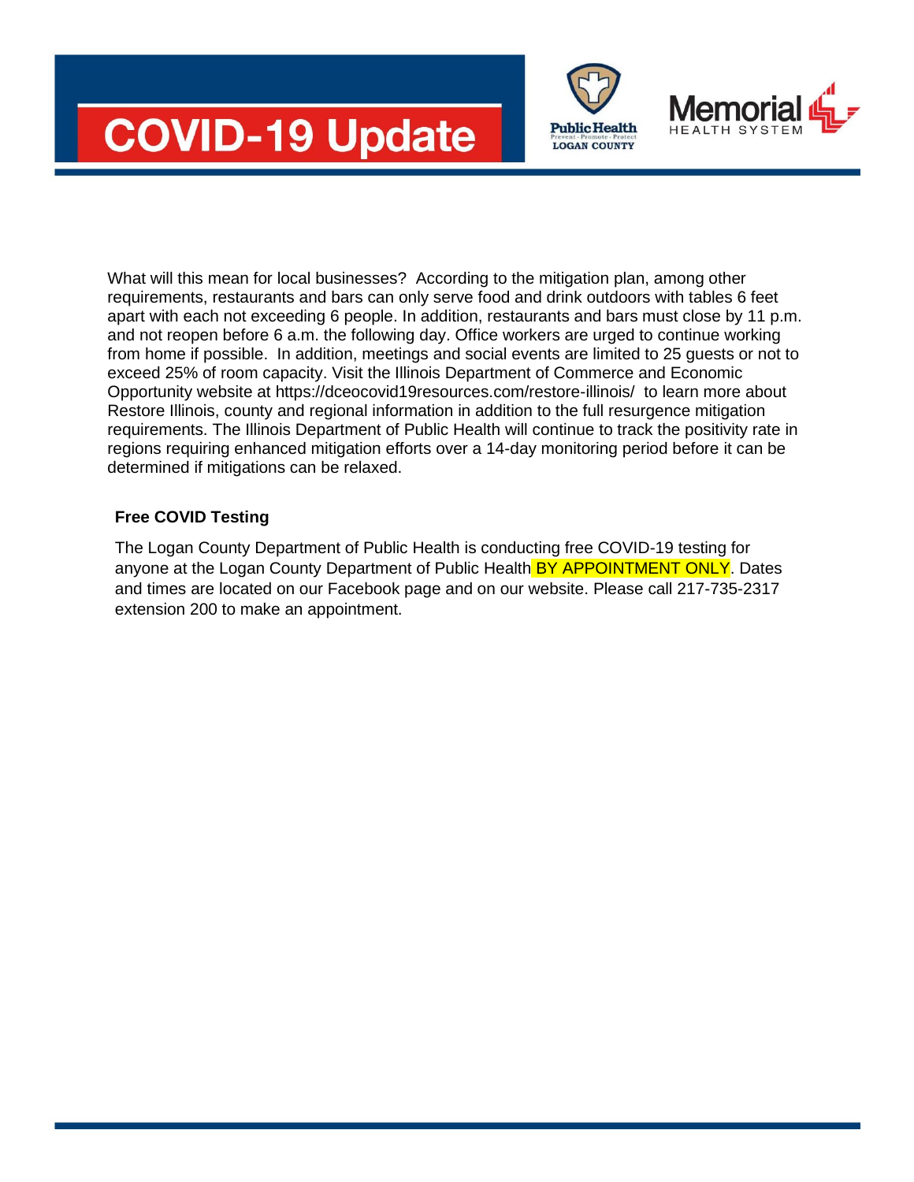# COVID-19 Update

What will this mean for local businesses? According to the mitigation plan, among other requirements, restaurants and bars can only serve food and drink outdoors with tables 6 feet apart with each not exceeding 6 people. In addition, restaurants and bars must close by 11 p.m. and not reopen before 6 a.m. the following day. Office workers are urged to continue working from home if possible. In addition, meetings and social events are limited to 25 guests or not to exceed 25% of room capacity. Visit the Illinois Department of Commerce and Economic Opportunity website at https://dceocovid19resources.com/restore-illinois/ to learn more about Restore Illinois, county and regional information in addition to the full resurgence mitigation requirements. The Illinois Department of Public Health will continue to track the positivity rate in regions requiring enhanced mitigation efforts over a 14-day monitoring period before it can be determined if mitigations can be relaxed.

**Free COVID Testing**

The Logan County Department of Public Health is conducting free COVID-19 testing for anyone at the Logan County Department of Public Health BY APPOINTMENT ONLY. Dates and times are located on our Facebook page and on our website. Please call 217-735-2317 extension 200 to make an appointment.